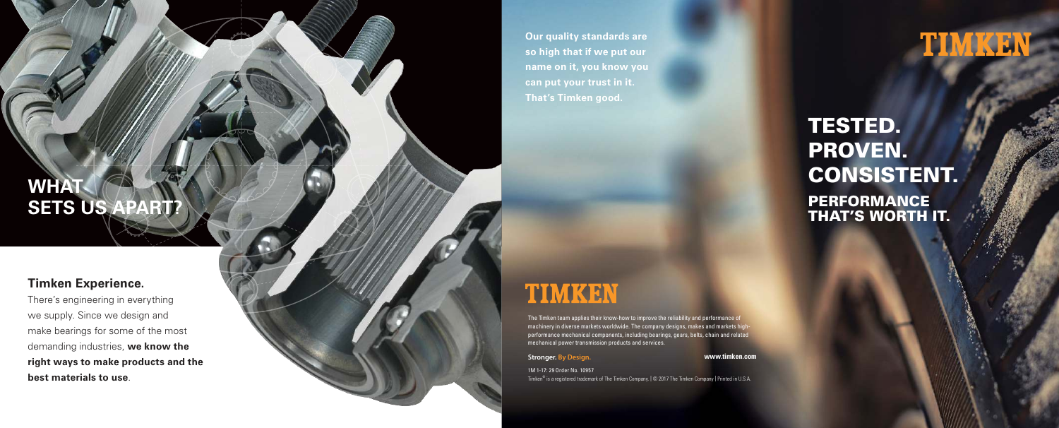# WHAT SETS US APART?

## Timken Experience.

There's engineering in everything we supply. Since we design and make bearings for some of the most demanding industries, **we know the right ways to make products and the best materials to use**.

**Our quality standards are so high that if we put our name on it, you know you can put your trust in it. That's Timken good.**

TIMKEN

The Timken team applies their know-how to improve the reliability and performance of machinery in diverse markets worldwide. The company designs, makes and markets high-performance mechanical components, including bearings, gears, belts, chain and related mechanical power transmission products and services.

**Stronger. By Design.**

**www.timken.com**

1M 1-17: 29 Order No. 10957

Timken® is a registered trademark of The Timken Company. | © 2017 The Timken Company | Printed in U.S.A.

TIMKEN

# TESTED. PROVEN. CONSISTENT.

## PERFORMANCE THAT'S WORTH IT.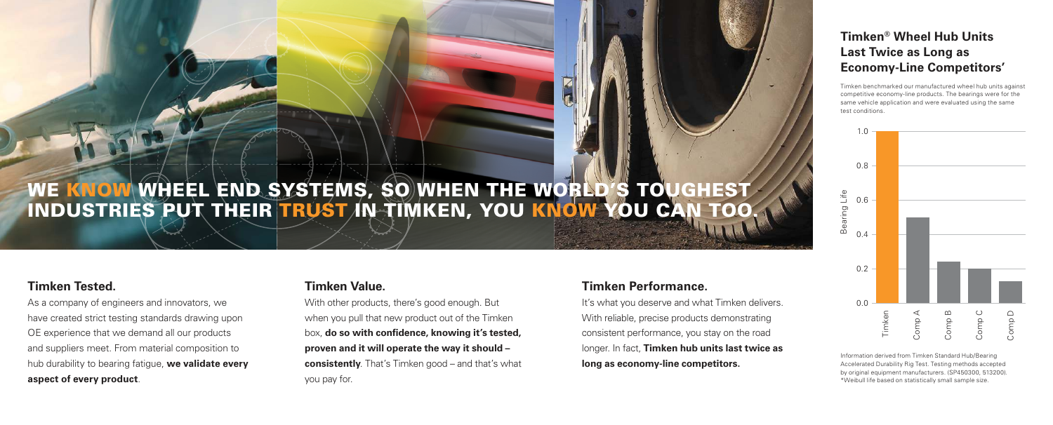# WE KNOW WHEEL END SYSTEMS, SO WHEN THE WORLD'S TOUGHEST INDUSTRIES PUT THEIR TRUST IN TIMKEN, YOU KNOW YOU CAN TOO.

## Timken Tested.

As a company of engineers and innovators, we have created strict testing standards drawing upon OE experience that we demand all our products and suppliers meet. From material composition to hub durability to bearing fatigue, **we validate every aspect of every product**.

## Timken Value.

With other products, there's good enough. But when you pull that new product out of the Timken box, **do so with confidence, knowing it's tested, proven and it will operate the way it should – consistently**. That's Timken good – and that's what you pay for.

## Timken Performance.

It's what you deserve and what Timken delivers. With reliable, precise products demonstrating consistent performance, you stay on the road longer. In fact, **Timken hub units last twice as long as economy-line competitors.**

## Timken® Wheel Hub Units Last Twice as Long as Economy-Line Competitors'

Timken benchmarked our manufactured wheel hub units against competitive economy-line products. The bearings were for the same vehicle application and were evaluated using the same test conditions.

Bearing Life

1.0

0.8

0.6

0.4

0.2

0.0

Timken

Comp A

Comp B

Comp C

Comp D

Information derived from Timken Standard Hub/Bearing Accelerated Durability Rig Test. Testing methods accepted by original equipment manufacturers. (SP450300, 513200). *Weibull life based on statistically small sample size.